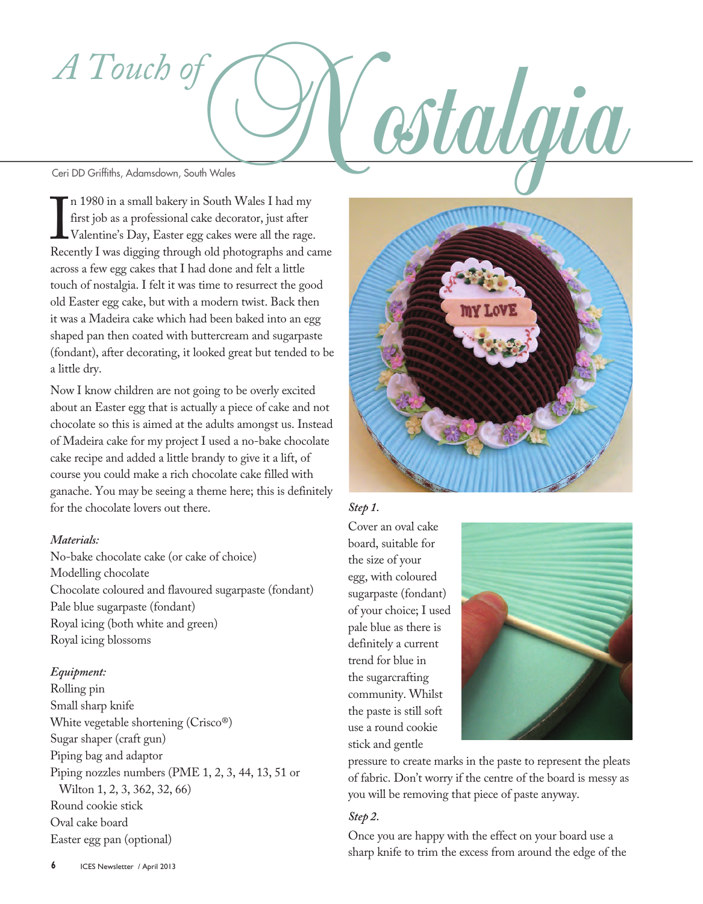# A Touch of Nostalgia

Ceri DD Griffiths, Adamsdown, South Wales

In 1980 in a small bakery in South Wales I had my first job as a professional cake decorator, just after Valentine's Day, Easter egg cakes were all the rage. Recently I was digging through old photographs and came across a few egg cakes that I had done and felt a little touch of nostalgia. I felt it was time to resurrect the good old Easter egg cake, but with a modern twist. Back then it was a Madeira cake which had been baked into an egg shaped pan then coated with buttercream and sugarpaste (fondant), after decorating, it looked great but tended to be a little dry.

Now I know children are not going to be overly excited about an Easter egg that is actually a piece of cake and not chocolate so this is aimed at the adults amongst us. Instead of Madeira cake for my project I used a no-bake chocolate cake recipe and added a little brandy to give it a lift, of course you could make a rich chocolate cake filled with ganache. You may be seeing a theme here; this is definitely for the chocolate lovers out there.

*Materials:*

No-bake chocolate cake (or cake of choice)
Modelling chocolate
Chocolate coloured and flavoured sugarpaste (fondant)
Pale blue sugarpaste (fondant)
Royal icing (both white and green)
Royal icing blossoms

*Equipment:*

Rolling pin
Small sharp knife
White vegetable shortening (Crisco®)
Sugar shaper (craft gun)
Piping bag and adaptor
Piping nozzles numbers (PME 1, 2, 3, 44, 13, 51 or Wilton 1, 2, 3, 362, 32, 66)
Round cookie stick
Oval cake board
Easter egg pan (optional)

*Step 1.*

Cover an oval cake board, suitable for the size of your egg, with coloured sugarpaste (fondant) of your choice; I used pale blue as there is definitely a current trend for blue in the sugarcrafting community. Whilst the paste is still soft use a round cookie stick and gentle pressure to create marks in the paste to represent the pleats of fabric. Don't worry if the centre of the board is messy as you will be removing that piece of paste anyway.

*Step 2.*

Once you are happy with the effect on your board use a sharp knife to trim the excess from around the edge of the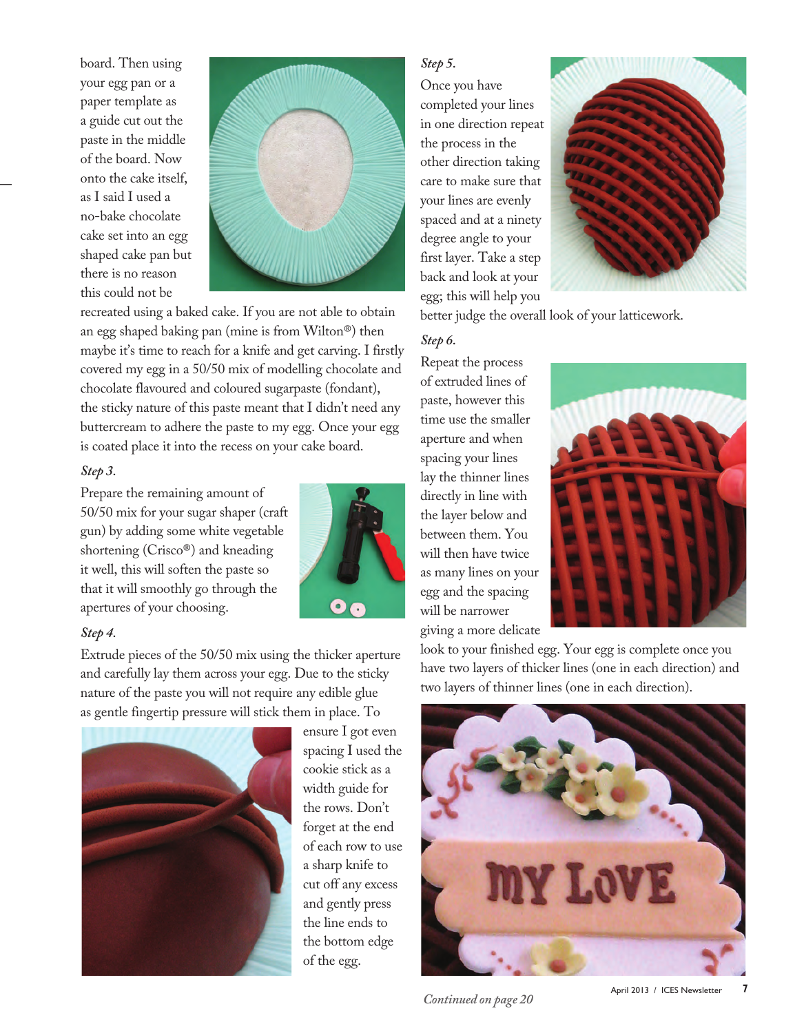board. Then using your egg pan or a paper template as a guide cut out the paste in the middle of the board. Now onto the cake itself, as I said I used a no-bake chocolate cake set into an egg shaped cake pan but there is no reason this could not be recreated using a baked cake. If you are not able to obtain an egg shaped baking pan (mine is from Wilton®) then maybe it's time to reach for a knife and get carving. I firstly covered my egg in a 50/50 mix of modelling chocolate and chocolate flavoured and coloured sugarpaste (fondant), the sticky nature of this paste meant that I didn't need any buttercream to adhere the paste to my egg. Once your egg is coated place it into the recess on your cake board.

*Step 3.*

Prepare the remaining amount of 50/50 mix for your sugar shaper (craft gun) by adding some white vegetable shortening (Crisco®) and kneading it well, this will soften the paste so that it will smoothly go through the apertures of your choosing.

*Step 4.*

Extrude pieces of the 50/50 mix using the thicker aperture and carefully lay them across your egg. Due to the sticky nature of the paste you will not require any edible glue as gentle fingertip pressure will stick them in place. To ensure I got even spacing I used the cookie stick as a width guide for the rows. Don't forget at the end of each row to use a sharp knife to cut off any excess and gently press the line ends to the bottom edge of the egg.

*Step 5.*

Once you have completed your lines in one direction repeat the process in the other direction taking care to make sure that your lines are evenly spaced and at a ninety degree angle to your first layer. Take a step back and look at your egg; this will help you better judge the overall look of your latticework.

*Step 6.*

Repeat the process of extruded lines of paste, however this time use the smaller aperture and when spacing your lines lay the thinner lines directly in line with the layer below and between them. You will then have twice as many lines on your egg and the spacing will be narrower giving a more delicate look to your finished egg. Your egg is complete once you have two layers of thicker lines (one in each direction) and two layers of thinner lines (one in each direction).

*Continued on page 20*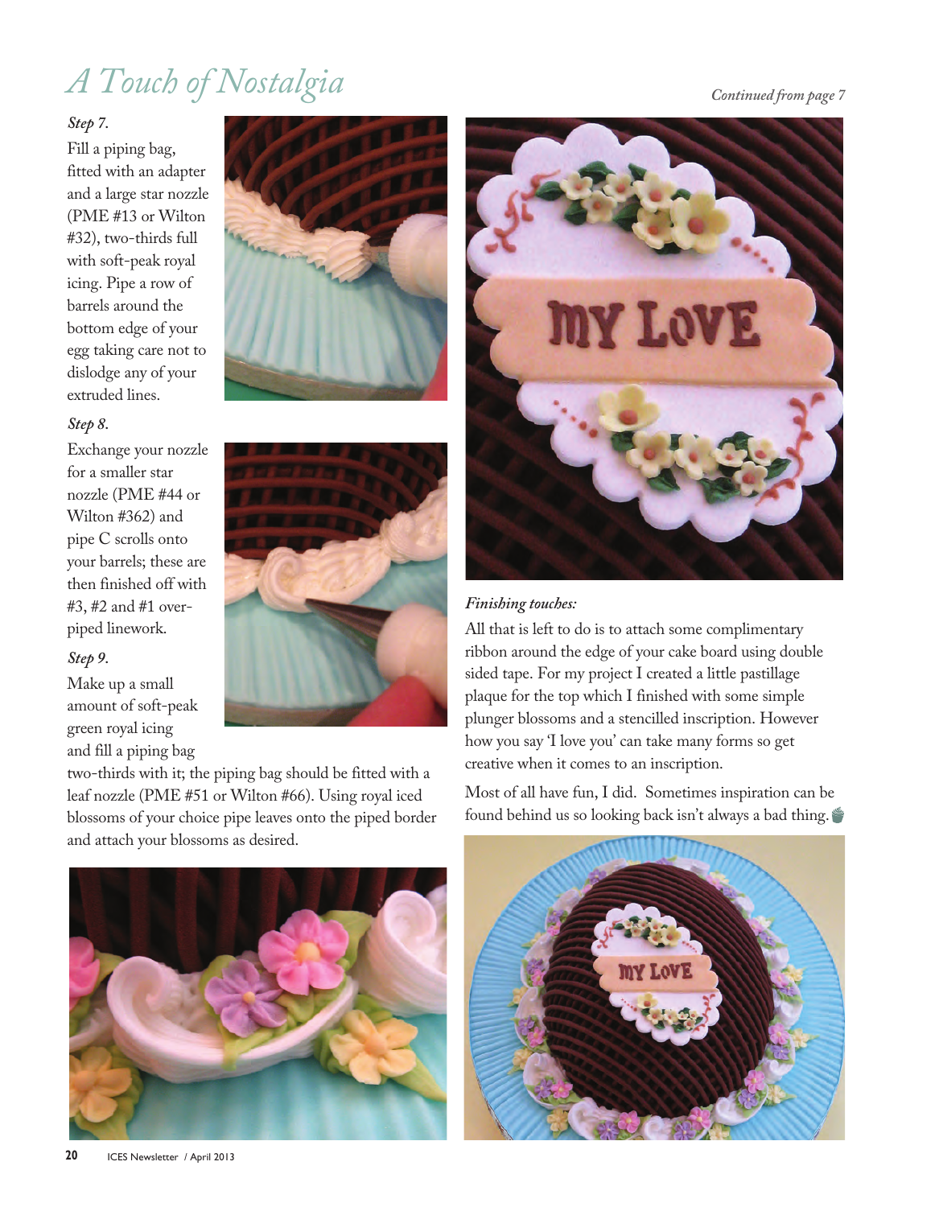# A Touch of Nostalgia

*Continued from page 7*

*Step 7.*

Fill a piping bag, fitted with an adapter and a large star nozzle (PME #13 or Wilton #32), two-thirds full with soft-peak royal icing. Pipe a row of barrels around the bottom edge of your egg taking care not to dislodge any of your extruded lines.

*Step 8.*

Exchange your nozzle for a smaller star nozzle (PME #44 or Wilton #362) and pipe C scrolls onto your barrels; these are then finished off with #3, #2 and #1 over-piped linework.

*Step 9.*

Make up a small amount of soft-peak green royal icing and fill a piping bag two-thirds with it; the piping bag should be fitted with a leaf nozzle (PME #51 or Wilton #66). Using royal iced blossoms of your choice pipe leaves onto the piped border and attach your blossoms as desired.

*Finishing touches:*

All that is left to do is to attach some complimentary ribbon around the edge of your cake board using double sided tape. For my project I created a little pastillage plaque for the top which I finished with some simple plunger blossoms and a stencilled inscription. However how you say 'I love you' can take many forms so get creative when it comes to an inscription.

Most of all have fun, I did. Sometimes inspiration can be found behind us so looking back isn't always a bad thing.